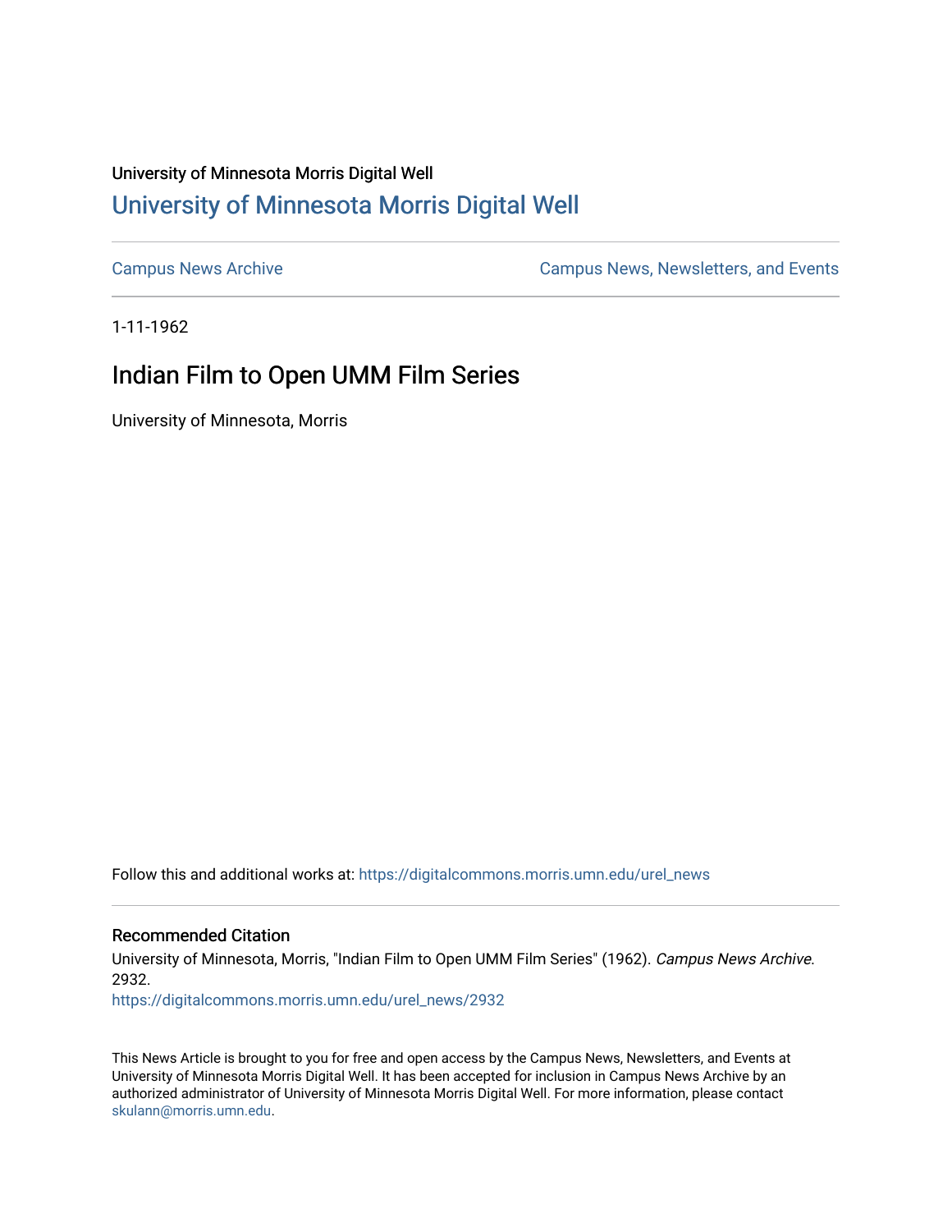University of Minnesota Morris Digital Well

# University of Minnesota Morris Digital Well

Campus News Archive

Campus News, Newsletters, and Events

1-11-1962

## Indian Film to Open UMM Film Series

University of Minnesota, Morris

Follow this and additional works at: https://digitalcommons.morris.umn.edu/urel_news

### Recommended Citation

University of Minnesota, Morris, "Indian Film to Open UMM Film Series" (1962). *Campus News Archive*. 2932.
https://digitalcommons.morris.umn.edu/urel_news/2932

This News Article is brought to you for free and open access by the Campus News, Newsletters, and Events at University of Minnesota Morris Digital Well. It has been accepted for inclusion in Campus News Archive by an authorized administrator of University of Minnesota Morris Digital Well. For more information, please contact skulann@morris.umn.edu.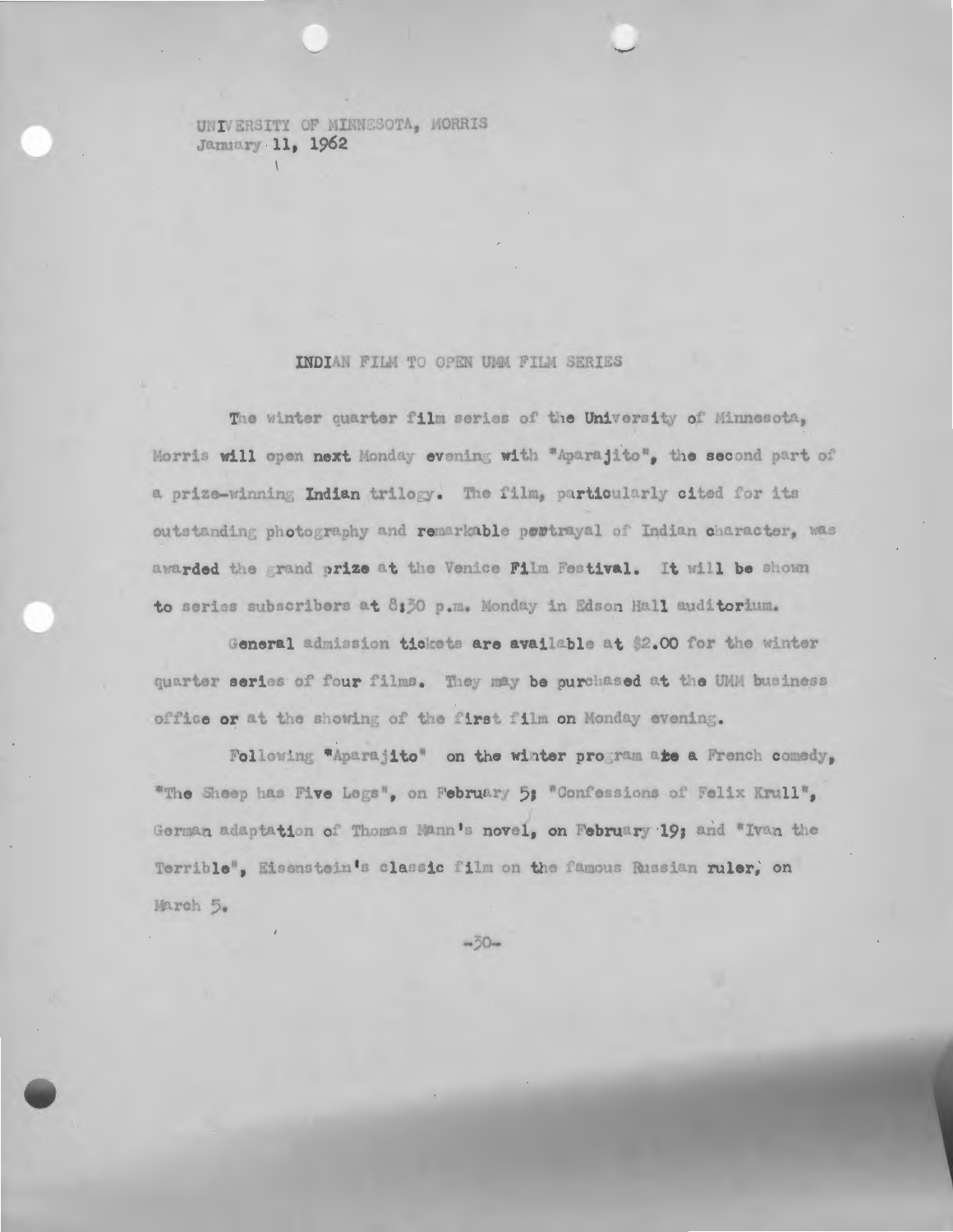UNIVERSITY OF MINNESOTA, MORRIS
January 11, 1962

## INDIAN FILM TO OPEN UMM FILM SERIES

The winter quarter film series of the University of Minnesota, Morris will open next Monday evening with "Aparajito", the second part of a prize-winning Indian trilogy. The film, particularly cited for its outstanding photography and remarkable portrayal of Indian character, was awarded the grand prize at the Venice Film Festival. It will be shown to series subscribers at 8:30 p.m. Monday in Edson Hall auditorium.

General admission tickets are available at $2.00 for the winter quarter series of four films. They may be purchased at the UMM business office or at the showing of the first film on Monday evening.

Following "Aparajito" on the winter program are a French comedy, "The Sheep has Five Legs", on February 5; "Confessions of Felix Krull", German adaptation of Thomas Mann's novel, on February 19; and "Ivan the Terrible", Eisenstein's classic film on the famous Russian ruler, on March 5.

-30-